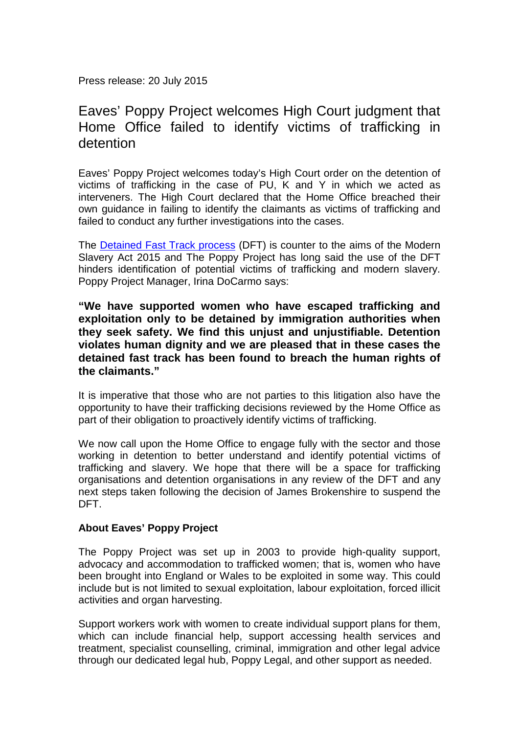Press release: 20 July 2015

# Eaves' Poppy Project welcomes High Court judgment that Home Office failed to identify victims of trafficking in detention

Eaves' Poppy Project welcomes today's High Court order on the detention of victims of trafficking in the case of PU, K and Y in which we acted as interveners. The High Court declared that the Home Office breached their own guidance in failing to identify the claimants as victims of trafficking and failed to conduct any further investigations into the cases.

The Detained Fast Track process (DFT) is counter to the aims of the Modern Slavery Act 2015 and The Poppy Project has long said the use of the DFT hinders identification of potential victims of trafficking and modern slavery. Poppy Project Manager, Irina DoCarmo says:

**"We have supported women who have escaped trafficking and exploitation only to be detained by immigration authorities when they seek safety. We find this unjust and unjustifiable. Detention violates human dignity and we are pleased that in these cases the detained fast track has been found to breach the human rights of the claimants."**

It is imperative that those who are not parties to this litigation also have the opportunity to have their trafficking decisions reviewed by the Home Office as part of their obligation to proactively identify victims of trafficking.

We now call upon the Home Office to engage fully with the sector and those working in detention to better understand and identify potential victims of trafficking and slavery. We hope that there will be a space for trafficking organisations and detention organisations in any review of the DFT and any next steps taken following the decision of James Brokenshire to suspend the DFT.

**About Eaves' Poppy Project**

The Poppy Project was set up in 2003 to provide high-quality support, advocacy and accommodation to trafficked women; that is, women who have been brought into England or Wales to be exploited in some way. This could include but is not limited to sexual exploitation, labour exploitation, forced illicit activities and organ harvesting.

Support workers work with women to create individual support plans for them, which can include financial help, support accessing health services and treatment, specialist counselling, criminal, immigration and other legal advice through our dedicated legal hub, Poppy Legal, and other support as needed.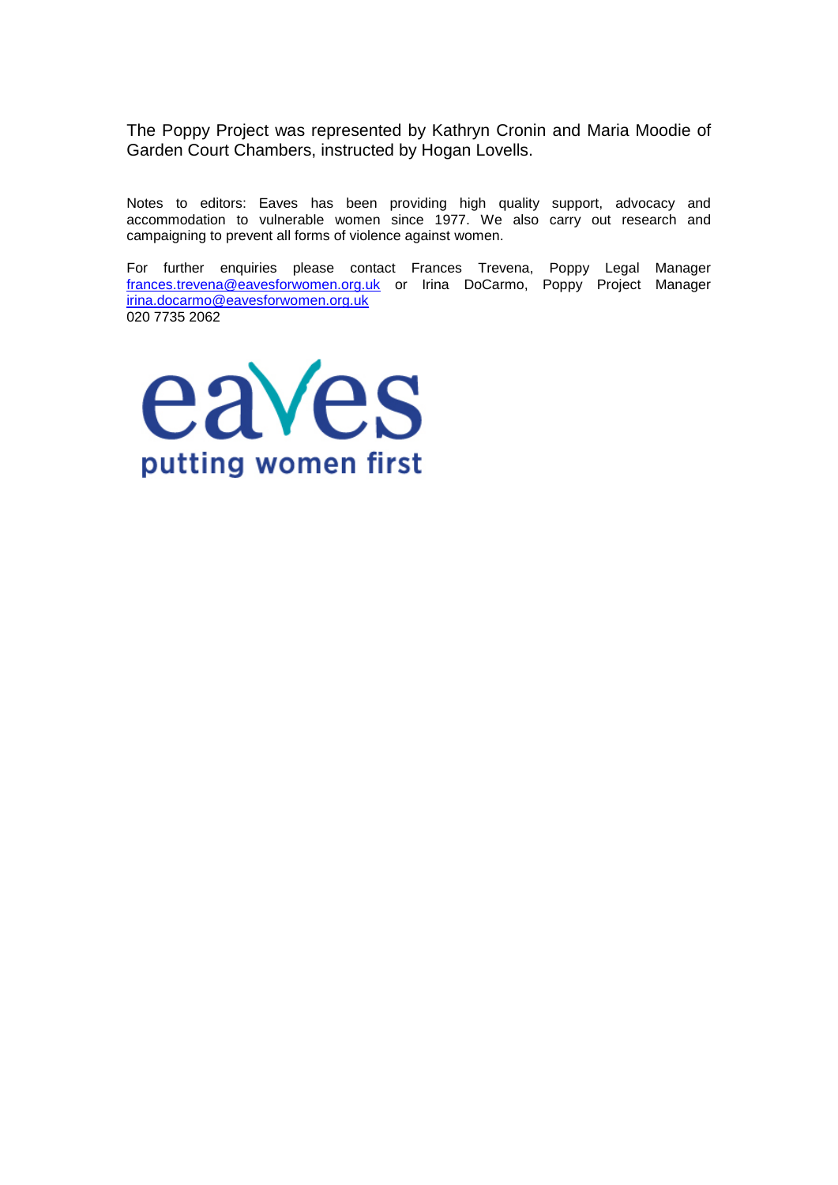The Poppy Project was represented by Kathryn Cronin and Maria Moodie of Garden Court Chambers, instructed by Hogan Lovells.

Notes to editors: Eaves has been providing high quality support, advocacy and accommodation to vulnerable women since 1977. We also carry out research and campaigning to prevent all forms of violence against women.

For further enquiries please contact Frances Trevena, Poppy Legal Manager frances.trevena@eavesforwomen.org.uk or Irina DoCarmo, Poppy Project Manager irina.docarmo@eavesforwomen.org.uk
020 7735 2062

eaves
putting women first